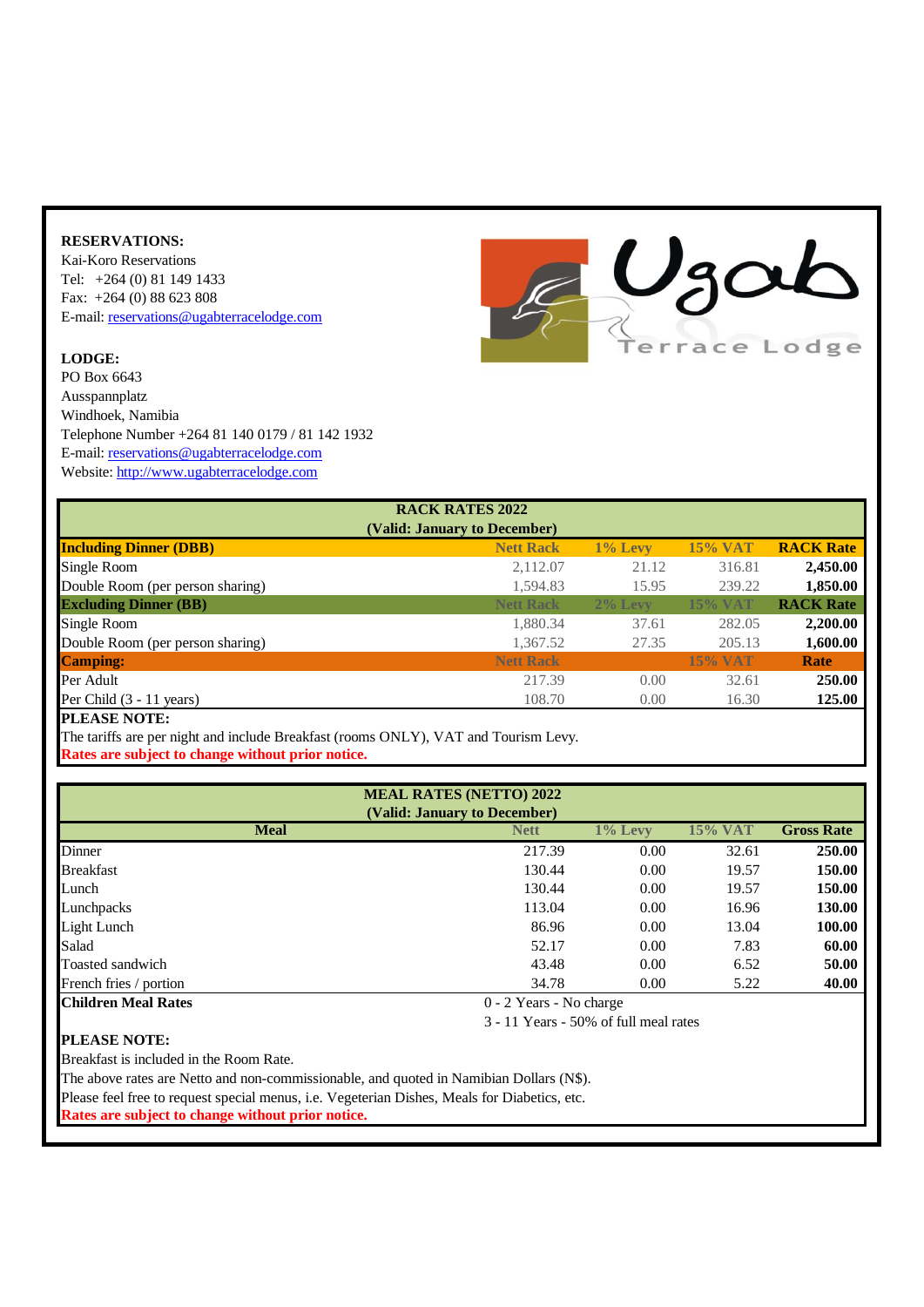**RESERVATIONS:**
Kai-Koro Reservations
Tel: +264 (0) 81 149 1433
Fax: +264 (0) 88 623 808
E-mail: reservations@ugabterracelodge.com

Ugab Terrace Lodge

**LODGE:**
PO Box 6643
Ausspannplatz
Windhoek, Namibia
Telephone Number +264 81 140 0179 / 81 142 1932
E-mail: reservations@ugabterracelodge.com
Website: http://www.ugabterracelodge.com

| RACK RATES 2022 (Valid: January to December) | | | | |
|---|---|---|---|---|
| **Including Dinner (DBB)** | **Nett Rack** | **1% Levy** | **15% VAT** | **RACK Rate** |
| Single Room | 2,112.07 | 21.12 | 316.81 | **2,450.00** |
| Double Room (per person sharing) | 1,594.83 | 15.95 | 239.22 | **1,850.00** |
| **Excluding Dinner (BB)** | **Nett Rack** | **2% Levy** | **15% VAT** | **RACK Rate** |
| Single Room | 1,880.34 | 37.61 | 282.05 | **2,200.00** |
| Double Room (per person sharing) | 1,367.52 | 27.35 | 205.13 | **1,600.00** |
| **Camping:** | **Nett Rack** | | **15% VAT** | **Rate** |
| Per Adult | 217.39 | 0.00 | 32.61 | **250.00** |
| Per Child (3 - 11 years) | 108.70 | 0.00 | 16.30 | **125.00** |

**PLEASE NOTE:**
The tariffs are per night and include Breakfast (rooms ONLY), VAT and Tourism Levy.
**Rates are subject to change without prior notice.**

| MEAL RATES (NETTO) 2022 (Valid: January to December) | | | | |
|---|---|---|---|---|
| **Meal** | **Nett** | **1% Levy** | **15% VAT** | **Gross Rate** |
| Dinner | 217.39 | 0.00 | 32.61 | **250.00** |
| Breakfast | 130.44 | 0.00 | 19.57 | **150.00** |
| Lunch | 130.44 | 0.00 | 19.57 | **150.00** |
| Lunchpacks | 113.04 | 0.00 | 16.96 | **130.00** |
| Light Lunch | 86.96 | 0.00 | 13.04 | **100.00** |
| Salad | 52.17 | 0.00 | 7.83 | **60.00** |
| Toasted sandwich | 43.48 | 0.00 | 6.52 | **50.00** |
| French fries / portion | 34.78 | 0.00 | 5.22 | **40.00** |
| **Children Meal Rates** | 0 - 2 Years - No charge | | | |
| | 3 - 11 Years - 50% of full meal rates | | | |

**PLEASE NOTE:**
Breakfast is included in the Room Rate.
The above rates are Netto and non-commissionable, and quoted in Namibian Dollars (N$).
Please feel free to request special menus, i.e. Vegeterian Dishes, Meals for Diabetics, etc.
**Rates are subject to change without prior notice.**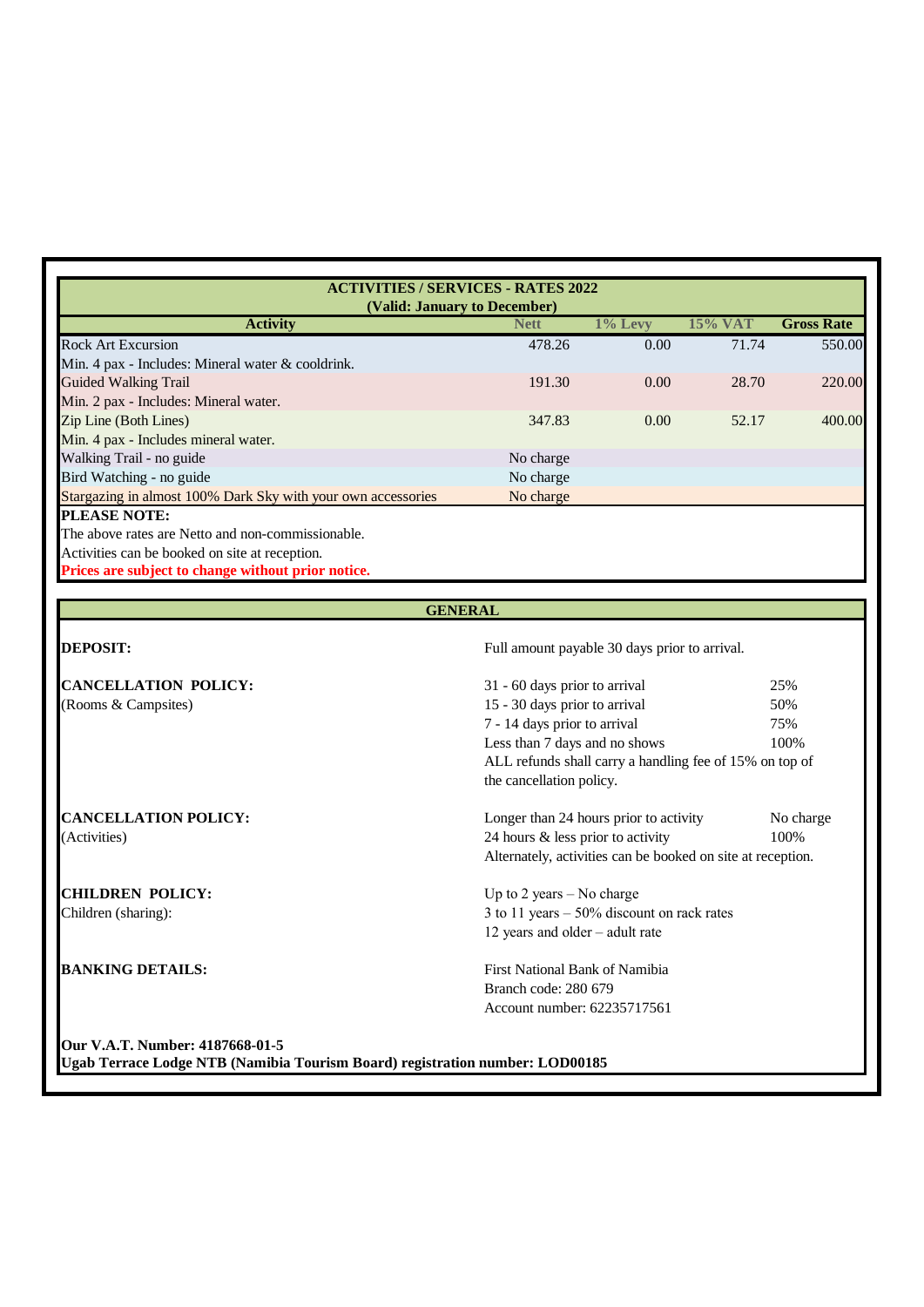## ACTIVITIES / SERVICES - RATES 2022
### (Valid: January to December)

| Activity | Nett | 1% Levy | 15% VAT | Gross Rate |
|---|---|---|---|---|
| Rock Art Excursion | 478.26 | 0.00 | 71.74 | 550.00 |
| Min. 4 pax - Includes: Mineral water & cooldrink. | | | | |
| Guided Walking Trail | 191.30 | 0.00 | 28.70 | 220.00 |
| Min. 2 pax - Includes: Mineral water. | | | | |
| Zip Line (Both Lines) | 347.83 | 0.00 | 52.17 | 400.00 |
| Min. 4 pax - Includes mineral water. | | | | |
| Walking Trail - no guide | No charge | | | |
| Bird Watching - no guide | No charge | | | |
| Stargazing in almost 100% Dark Sky with your own accessories | No charge | | | |

**PLEASE NOTE:**

The above rates are Netto and non-commissionable.

Activities can be booked on site at reception.

**Prices are subject to change without prior notice.**

## GENERAL

**DEPOSIT:** Full amount payable 30 days prior to arrival.

**CANCELLATION POLICY:**
(Rooms & Campsites)

| | |
|---|---|
| 31 - 60 days prior to arrival | 25% |
| 15 - 30 days prior to arrival | 50% |
| 7 - 14 days prior to arrival | 75% |
| Less than 7 days and no shows | 100% |

ALL refunds shall carry a handling fee of 15% on top of the cancellation policy.

**CANCELLATION POLICY:**
(Activities)

| | |
|---|---|
| Longer than 24 hours prior to activity | No charge |
| 24 hours & less prior to activity | 100% |

Alternately, activities can be booked on site at reception.

**CHILDREN POLICY:**
Children (sharing):

- Up to 2 years – No charge
- 3 to 11 years – 50% discount on rack rates
- 12 years and older – adult rate

**BANKING DETAILS:**

First National Bank of Namibia
Branch code: 280 679
Account number: 62235717561

**Our V.A.T. Number: 4187668-01-5**

**Ugab Terrace Lodge NTB (Namibia Tourism Board) registration number: LOD00185**